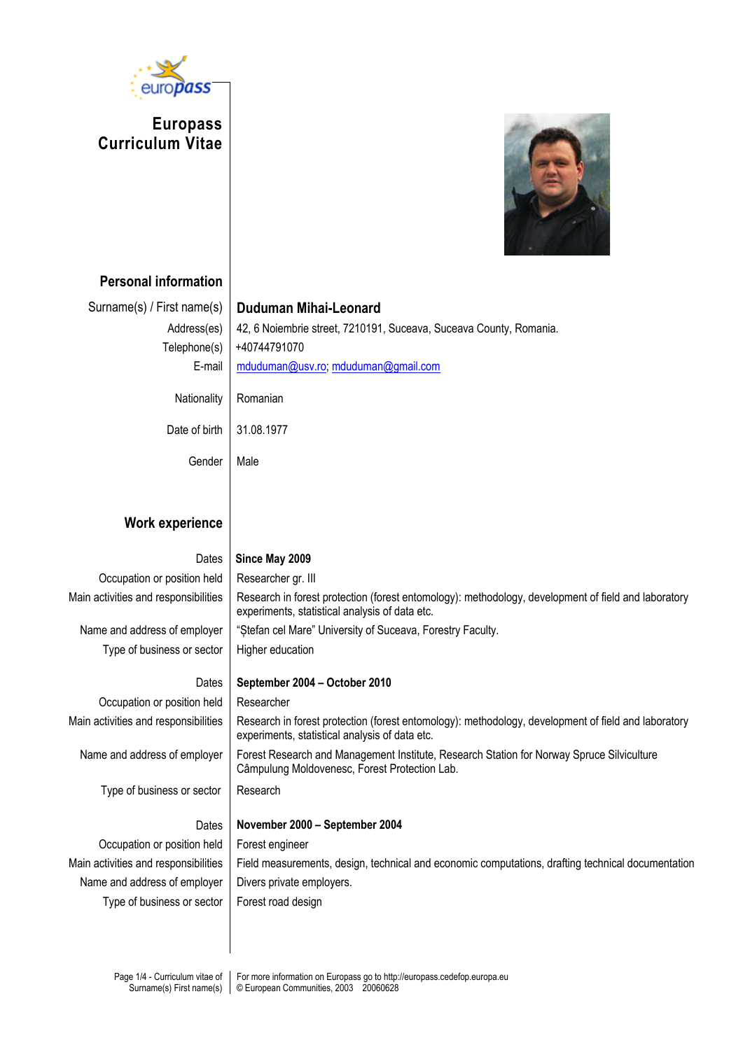# Europass Curriculum Vitae

## Personal information

| | |
|---|---|
| Surname(s) / First name(s) | **Duduman Mihai-Leonard** |
| Address(es) | 42, 6 Noiembrie street, 7210191, Suceava, Suceava County, Romania. |
| Telephone(s) | +40744791070 |
| E-mail | mduduman@usv.ro; mduduman@gmail.com |
| Nationality | Romanian |
| Date of birth | 31.08.1977 |
| Gender | Male |

## Work experience

| | |
|---|---|
| Dates | **Since May 2009** |
| Occupation or position held | Researcher gr. III |
| Main activities and responsibilities | Research in forest protection (forest entomology): methodology, development of field and laboratory experiments, statistical analysis of data etc. |
| Name and address of employer | "Ştefan cel Mare" University of Suceava, Forestry Faculty. |
| Type of business or sector | Higher education |
| Dates | **September 2004 – October 2010** |
| Occupation or position held | Researcher |
| Main activities and responsibilities | Research in forest protection (forest entomology): methodology, development of field and laboratory experiments, statistical analysis of data etc. |
| Name and address of employer | Forest Research and Management Institute, Research Station for Norway Spruce Silviculture Câmpulung Moldovenesc, Forest Protection Lab. |
| Type of business or sector | Research |
| Dates | **November 2000 – September 2004** |
| Occupation or position held | Forest engineer |
| Main activities and responsibilities | Field measurements, design, technical and economic computations, drafting technical documentation |
| Name and address of employer | Divers private employers. |
| Type of business or sector | Forest road design |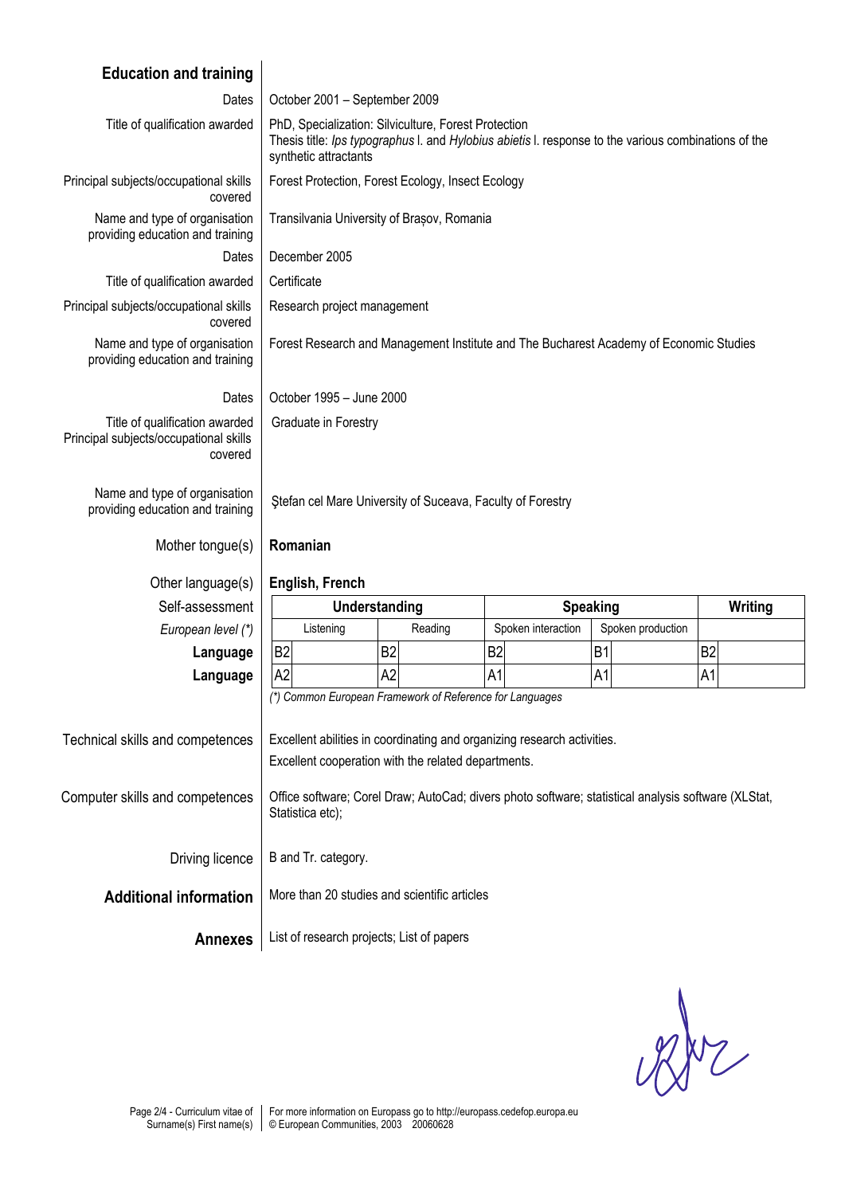## Education and training

| | |
|---|---|
| Dates | October 2001 – September 2009 |
| Title of qualification awarded | PhD, Specialization: Silviculture, Forest Protection<br>Thesis title: *Ips typographus* l. and *Hylobius abietis* l. response to the various combinations of the synthetic attractants |
| Principal subjects/occupational skills covered | Forest Protection, Forest Ecology, Insect Ecology |
| Name and type of organisation providing education and training | Transilvania University of Brașov, Romania |
| Dates | December 2005 |
| Title of qualification awarded | Certificate |
| Principal subjects/occupational skills covered | Research project management |
| Name and type of organisation providing education and training | Forest Research and Management Institute and The Bucharest Academy of Economic Studies |
| Dates | October 1995 – June 2000 |
| Title of qualification awarded<br>Principal subjects/occupational skills covered | Graduate in Forestry |
| Name and type of organisation providing education and training | Ştefan cel Mare University of Suceava, Faculty of Forestry |

**Mother tongue(s)**: **Romanian**

**Other language(s)**: **English, French**

| Self-assessment | Understanding | | Speaking | | Writing |
|---|---|---|---|---|---|
| *European level (\*)* | Listening | Reading | Spoken interaction | Spoken production | |
| **Language** | B2 | B2 | B2 | B1 | B2 |
| **Language** | A2 | A2 | A1 | A1 | A1 |

*(\*) Common European Framework of Reference for Languages*

| | |
|---|---|
| Technical skills and competences | Excellent abilities in coordinating and organizing research activities.<br>Excellent cooperation with the related departments. |
| Computer skills and competences | Office software; Corel Draw; AutoCad; divers photo software; statistical analysis software (XLStat, Statistica etc); |
| Driving licence | B and Tr. category. |

## Additional information

More than 20 studies and scientific articles

## Annexes

List of research projects; List of papers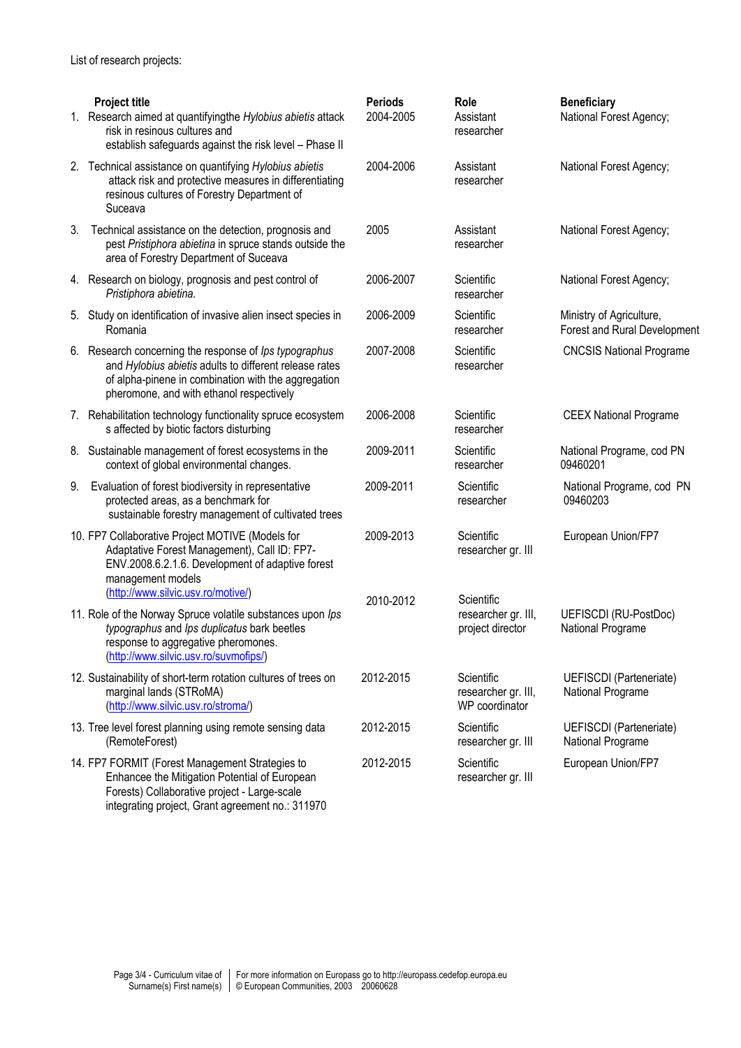List of research projects:

| Project title | Periods | Role | Beneficiary |
|---|---|---|---|
| 1. Research aimed at quantifyingthe *Hylobius abietis* attack risk in resinous cultures and establish safeguards against the risk level – Phase II | 2004-2005 | Assistant researcher | National Forest Agency; |
| 2. Technical assistance on quantifying *Hylobius abietis* attack risk and protective measures in differentiating resinous cultures of Forestry Department of Suceava | 2004-2006 | Assistant researcher | National Forest Agency; |
| 3. Technical assistance on the detection, prognosis and pest *Pristiphora abietina* in spruce stands outside the area of Forestry Department of Suceava | 2005 | Assistant researcher | National Forest Agency; |
| 4. Research on biology, prognosis and pest control of *Pristiphora abietina.* | 2006-2007 | Scientific researcher | National Forest Agency; |
| 5. Study on identification of invasive alien insect species in Romania | 2006-2009 | Scientific researcher | Ministry of Agriculture, Forest and Rural Development |
| 6. Research concerning the response of *Ips typographus* and *Hylobius abietis* adults to different release rates of alpha-pinene in combination with the aggregation pheromone, and with ethanol respectively | 2007-2008 | Scientific researcher | CNCSIS National Programe |
| 7. Rehabilitation technology functionality spruce ecosystem s affected by biotic factors disturbing | 2006-2008 | Scientific researcher | CEEX National Programe |
| 8. Sustainable management of forest ecosystems in the context of global environmental changes. | 2009-2011 | Scientific researcher | National Programe, cod PN 09460201 |
| 9. Evaluation of forest biodiversity in representative protected areas, as a benchmark for sustainable forestry management of cultivated trees | 2009-2011 | Scientific researcher | National Programe, cod PN 09460203 |
| 10. FP7 Collaborative Project MOTIVE (Models for Adaptative Forest Management), Call ID: FP7-ENV.2008.6.2.1.6. Development of adaptive forest management models (http://www.silvic.usv.ro/motive/) | 2009-2013 | Scientific researcher gr. III | European Union/FP7 |
| 11. Role of the Norway Spruce volatile substances upon *Ips typographus* and *Ips duplicatus* bark beetles response to aggregative pheromones. (http://www.silvic.usv.ro/suvmofips/) | 2010-2012 | Scientific researcher gr. III, project director | UEFISCDI (RU-PostDoc) National Programe |
| 12. Sustainability of short-term rotation cultures of trees on marginal lands (STRoMA) (http://www.silvic.usv.ro/stroma/) | 2012-2015 | Scientific researcher gr. III, WP coordinator | UEFISCDI (Parteneriate) National Programe |
| 13. Tree level forest planning using remote sensing data (RemoteForest) | 2012-2015 | Scientific researcher gr. III | UEFISCDI (Parteneriate) National Programe |
| 14. FP7 FORMIT (Forest Management Strategies to Enhancee the Mitigation Potential of European Forests) Collaborative project - Large-scale integrating project, Grant agreement no.: 311970 | 2012-2015 | Scientific researcher gr. III | European Union/FP7 |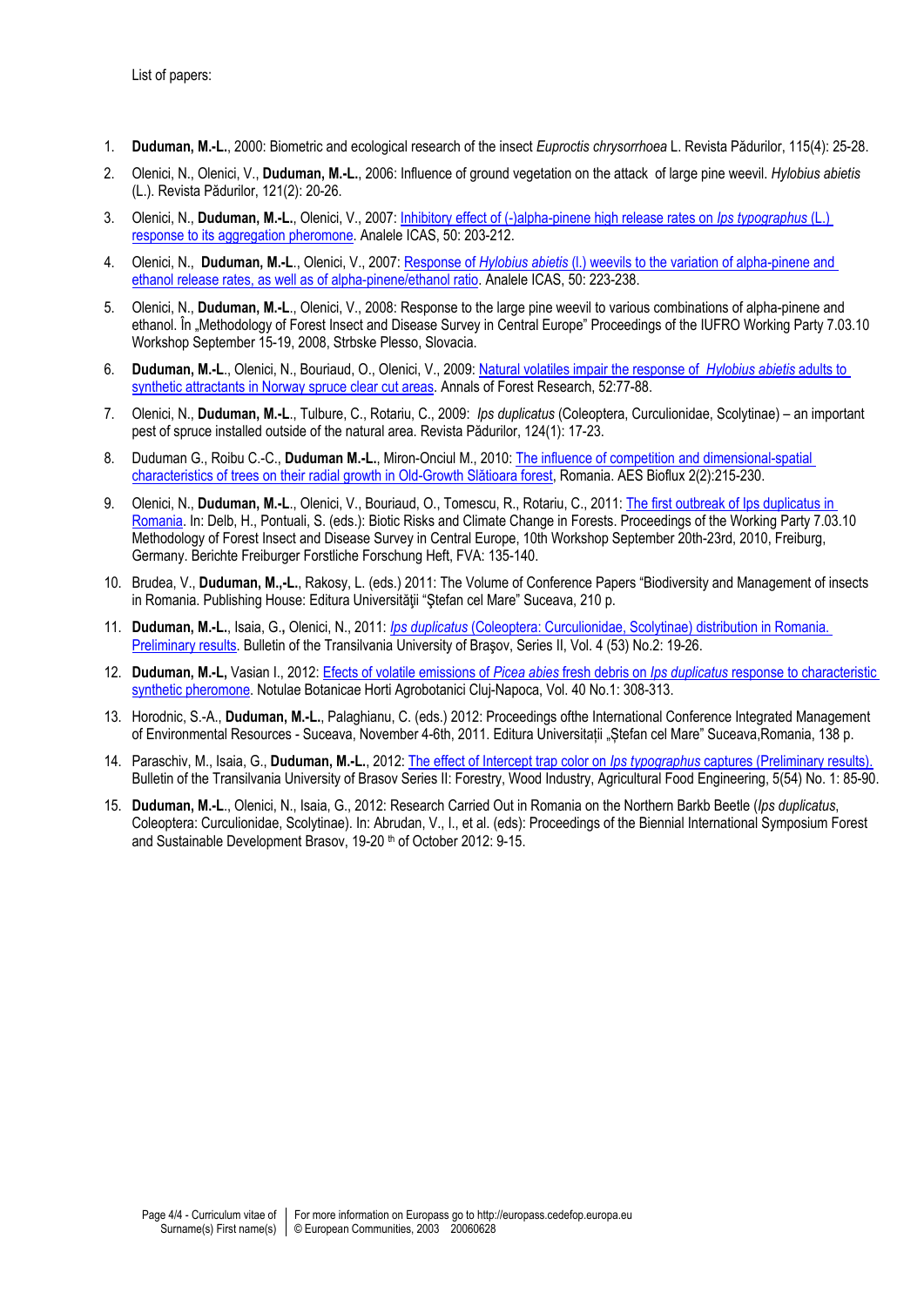List of papers:

1. **Duduman, M.-L.**, 2000: Biometric and ecological research of the insect *Euproctis chrysorrhoea* L. Revista Pădurilor, 115(4): 25-28.
2. Olenici, N., Olenici, V., **Duduman, M.-L.**, 2006: Influence of ground vegetation on the attack of large pine weevil. *Hylobius abietis* (L.). Revista Pădurilor, 121(2): 20-26.
3. Olenici, N., **Duduman, M.-L.**, Olenici, V., 2007: Inhibitory effect of (-)alpha-pinene high release rates on *Ips typographus* (L.) response to its aggregation pheromone. Analele ICAS, 50: 203-212.
4. Olenici, N., **Duduman, M.-L**., Olenici, V., 2007: Response of *Hylobius abietis* (l.) weevils to the variation of alpha-pinene and ethanol release rates, as well as of alpha-pinene/ethanol ratio. Analele ICAS, 50: 223-238.
5. Olenici, N., **Duduman, M.-L**., Olenici, V., 2008: Response to the large pine weevil to various combinations of alpha-pinene and ethanol. În „Methodology of Forest Insect and Disease Survey in Central Europe" Proceedings of the IUFRO Working Party 7.03.10 Workshop September 15-19, 2008, Strbske Plesso, Slovacia.
6. **Duduman, M.-L**., Olenici, N., Bouriaud, O., Olenici, V., 2009: Natural volatiles impair the response of *Hylobius abietis* adults to synthetic attractants in Norway spruce clear cut areas. Annals of Forest Research, 52:77-88.
7. Olenici, N., **Duduman, M.-L**., Tulbure, C., Rotariu, C., 2009: *Ips duplicatus* (Coleoptera, Curculionidae, Scolytinae) – an important pest of spruce installed outside of the natural area. Revista Pădurilor, 124(1): 17-23.
8. Duduman G., Roibu C.-C., **Duduman M.-L.**, Miron-Onciul M., 2010: The influence of competition and dimensional-spatial characteristics of trees on their radial growth in Old-Growth Slătioara forest, Romania. AES Bioflux 2(2):215-230.
9. Olenici, N., **Duduman, M.-L**., Olenici, V., Bouriaud, O., Tomescu, R., Rotariu, C., 2011: The first outbreak of Ips duplicatus in Romania. In: Delb, H., Pontuali, S. (eds.): Biotic Risks and Climate Change in Forests. Proceedings of the Working Party 7.03.10 Methodology of Forest Insect and Disease Survey in Central Europe, 10th Workshop September 20th-23rd, 2010, Freiburg, Germany. Berichte Freiburger Forstliche Forschung Heft, FVA: 135-140.
10. Brudea, V., **Duduman, M.,-L.**, Rakosy, L. (eds.) 2011: The Volume of Conference Papers "Biodiversity and Management of insects in Romania. Publishing House: Editura Universităţii "Ştefan cel Mare" Suceava, 210 p.
11. **Duduman, M.-L.**, Isaia, G.**,** Olenici, N., 2011: *Ips duplicatus* (Coleoptera: Curculionidae, Scolytinae) distribution in Romania. Preliminary results. Bulletin of the Transilvania University of Braşov, Series II, Vol. 4 (53) No.2: 19-26.
12. **Duduman, M.-L,** Vasian I., 2012: Efects of volatile emissions of *Picea abies* fresh debris on *Ips duplicatus* response to characteristic synthetic pheromone. Notulae Botanicae Horti Agrobotanici Cluj-Napoca, Vol. 40 No.1: 308-313.
13. Horodnic, S.-A., **Duduman, M.-L.**, Palaghianu, C. (eds.) 2012: Proceedings ofthe International Conference Integrated Management of Environmental Resources - Suceava, November 4-6th, 2011. Editura Universitații „Ștefan cel Mare" Suceava,Romania, 138 p.
14. Paraschiv, M., Isaia, G., **Duduman, M.-L.**, 2012: The effect of Intercept trap color on *Ips typographus* captures (Preliminary results). Bulletin of the Transilvania University of Brasov Series II: Forestry, Wood Industry, Agricultural Food Engineering, 5(54) No. 1: 85-90.
15. **Duduman, M.-L**., Olenici, N., Isaia, G., 2012: Research Carried Out in Romania on the Northern Barkb Beetle (*Ips duplicatus*, Coleoptera: Curculionidae, Scolytinae). In: Abrudan, V., I., et al. (eds): Proceedings of the Biennial International Symposium Forest and Sustainable Development Brasov, 19-20 th of October 2012: 9-15.